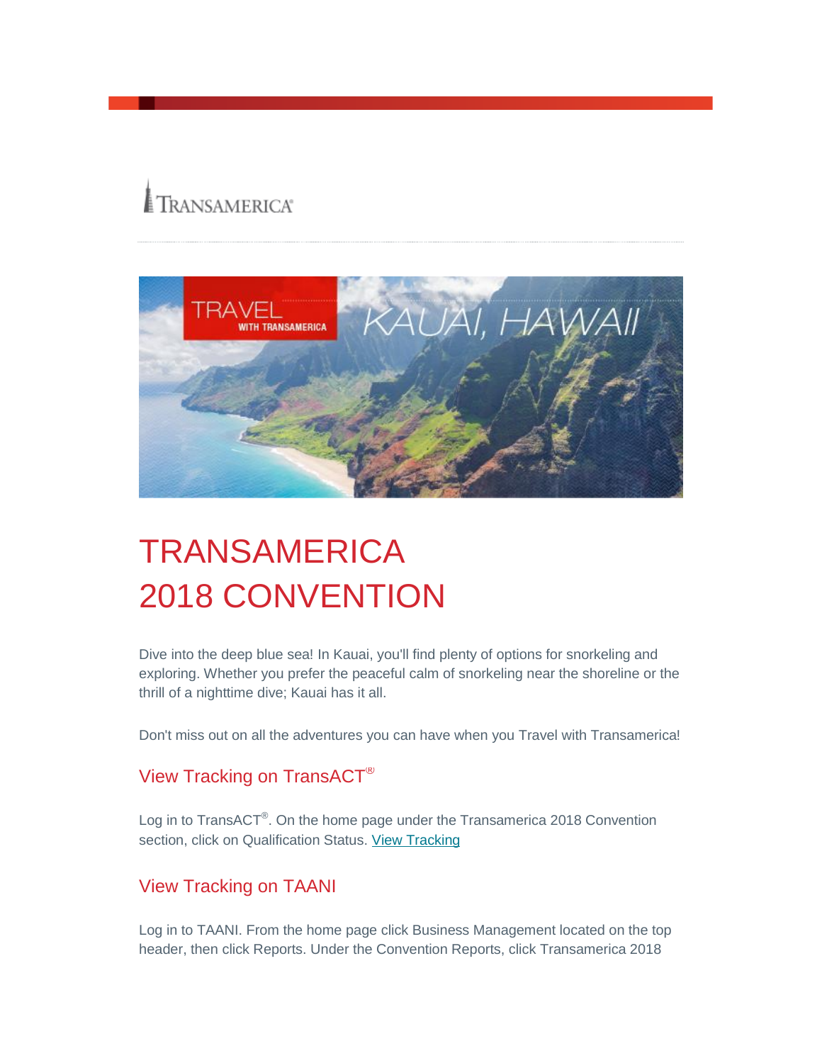# TRANSAMERICA 2018 CONVENTION

Dive into the deep blue sea! In Kauai, you'll find plenty of options for snorkeling and exploring. Whether you prefer the peaceful calm of snorkeling near the shoreline or the thrill of a nighttime dive; Kauai has it all.

Don't miss out on all the adventures you can have when you Travel with Transamerica!

## View Tracking on TransACT®

Log in to TransACT®. On the home page under the Transamerica 2018 Convention section, click on Qualification Status. View Tracking

## View Tracking on TAANI

Log in to TAANI. From the home page click Business Management located on the top header, then click Reports. Under the Convention Reports, click Transamerica 2018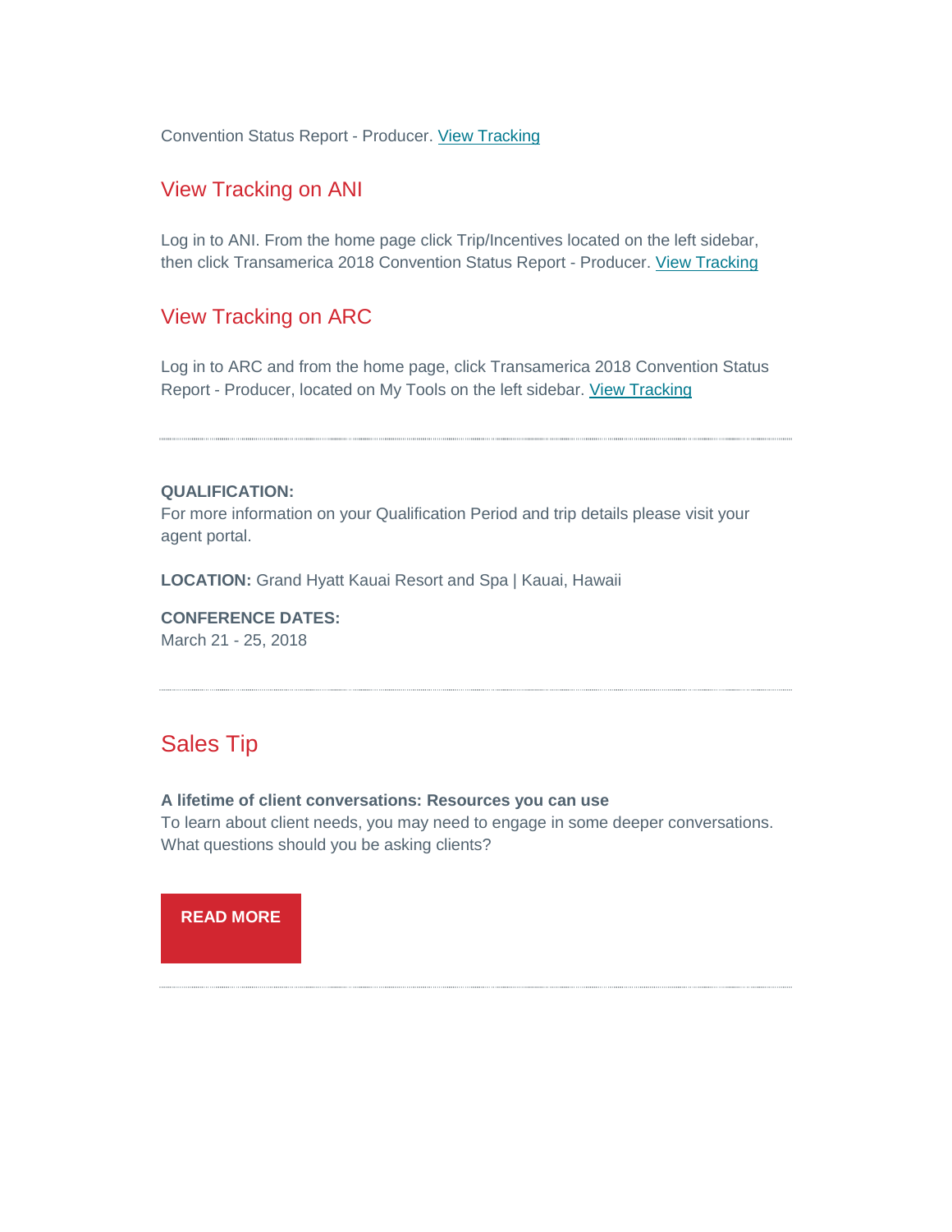Convention Status Report - Producer. View Tracking

## View Tracking on ANI

Log in to ANI. From the home page click Trip/Incentives located on the left sidebar, then click Transamerica 2018 Convention Status Report - Producer. View Tracking

## View Tracking on ARC

Log in to ARC and from the home page, click Transamerica 2018 Convention Status Report - Producer, located on My Tools on the left sidebar. View Tracking

---

**QUALIFICATION:**
For more information on your Qualification Period and trip details please visit your agent portal.

**LOCATION:** Grand Hyatt Kauai Resort and Spa | Kauai, Hawaii

**CONFERENCE DATES:**
March 21 - 25, 2018

---

## Sales Tip

**A lifetime of client conversations: Resources you can use**
To learn about client needs, you may need to engage in some deeper conversations. What questions should you be asking clients?

**READ MORE**

---